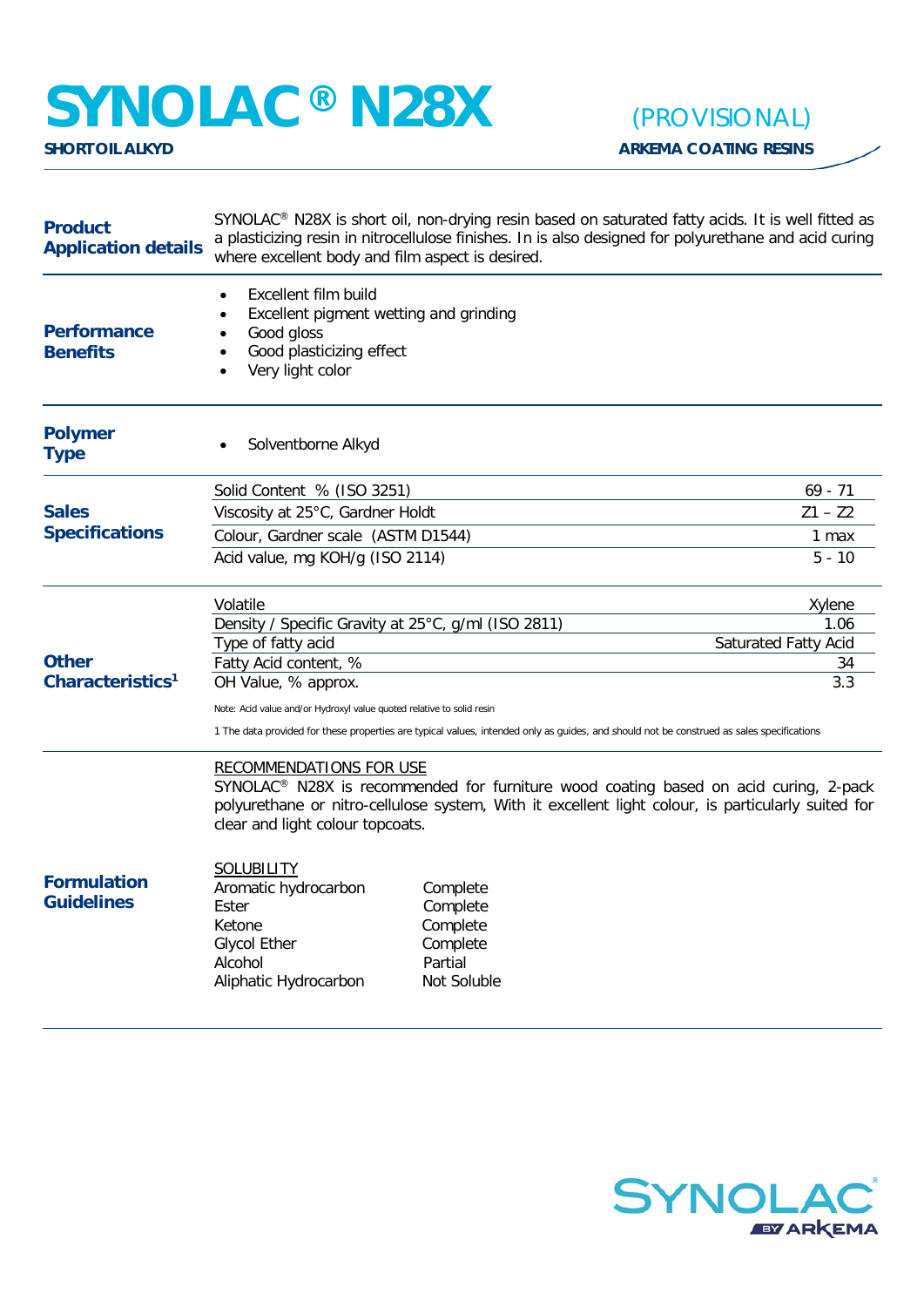# SYNOLAC® N28X

**SHORT OIL ALKYD**

(PROVISIONAL)

**ARKEMA COATING RESINS**

## Product Application details

SYNOLAC® N28X is short oil, non-drying resin based on saturated fatty acids. It is well fitted as a plasticizing resin in nitrocellulose finishes. In is also designed for polyurethane and acid curing where excellent body and film aspect is desired.

## Performance Benefits

- Excellent film build
- Excellent pigment wetting and grinding
- Good gloss
- Good plasticizing effect
- Very light color

## Polymer Type

- Solventborne Alkyd

## Sales Specifications

| Property | Value |
|---|---|
| Solid Content % (ISO 3251) | 69 - 71 |
| Viscosity at 25°C, Gardner Holdt | Z1 – Z2 |
| Colour, Gardner scale (ASTM D1544) | 1 max |
| Acid value, mg KOH/g (ISO 2114) | 5 - 10 |

## Other Characteristics[1]

| Property | Value |
|---|---|
| Volatile | Xylene |
| Density / Specific Gravity at 25°C, g/ml (ISO 2811) | 1.06 |
| Type of fatty acid | Saturated Fatty Acid |
| Fatty Acid content, % | 34 |
| OH Value, % approx. | 3.3 |

Note: Acid value and/or Hydroxyl value quoted relative to solid resin

1 The data provided for these properties are typical values, intended only as guides, and should not be construed as sales specifications

## Formulation Guidelines

RECOMMENDATIONS FOR USE

SYNOLAC® N28X is recommended for furniture wood coating based on acid curing, 2-pack polyurethane or nitro-cellulose system, With it excellent light colour, is particularly suited for clear and light colour topcoats.

SOLUBILITY

| Solvent | Solubility |
|---|---|
| Aromatic hydrocarbon | Complete |
| Ester | Complete |
| Ketone | Complete |
| Glycol Ether | Complete |
| Alcohol | Partial |
| Aliphatic Hydrocarbon | Not Soluble |

SYNOLAC® BY ARKEMA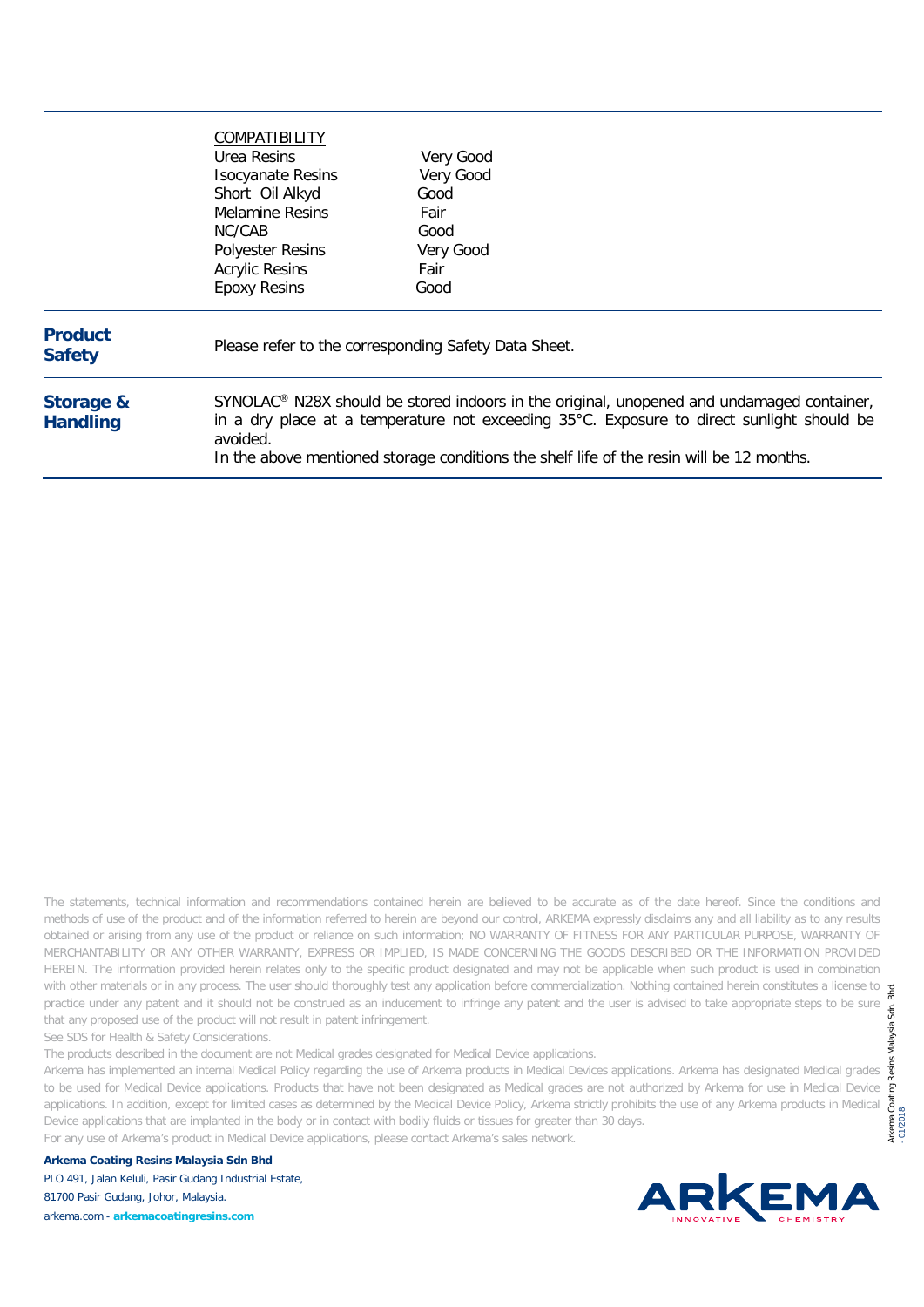COMPATIBILITY

| | |
|---|---|
| Urea Resins | Very Good |
| Isocyanate Resins | Very Good |
| Short Oil Alkyd | Good |
| Melamine Resins | Fair |
| NC/CAB | Good |
| Polyester Resins | Very Good |
| Acrylic Resins | Fair |
| Epoxy Resins | Good |

## Product Safety

Please refer to the corresponding Safety Data Sheet.

## Storage & Handling

SYNOLAC® N28X should be stored indoors in the original, unopened and undamaged container, in a dry place at a temperature not exceeding 35°C. Exposure to direct sunlight should be avoided.
In the above mentioned storage conditions the shelf life of the resin will be 12 months.

The statements, technical information and recommendations contained herein are believed to be accurate as of the date hereof. Since the conditions and methods of use of the product and of the information referred to herein are beyond our control, ARKEMA expressly disclaims any and all liability as to any results obtained or arising from any use of the product or reliance on such information; NO WARRANTY OF FITNESS FOR ANY PARTICULAR PURPOSE, WARRANTY OF MERCHANTABILITY OR ANY OTHER WARRANTY, EXPRESS OR IMPLIED, IS MADE CONCERNING THE GOODS DESCRIBED OR THE INFORMATION PROVIDED HEREIN. The information provided herein relates only to the specific product designated and may not be applicable when such product is used in combination with other materials or in any process. The user should thoroughly test any application before commercialization. Nothing contained herein constitutes a license to practice under any patent and it should not be construed as an inducement to infringe any patent and the user is advised to take appropriate steps to be sure that any proposed use of the product will not result in patent infringement.
See SDS for Health & Safety Considerations.
The products described in the document are not Medical grades designated for Medical Device applications.
Arkema has implemented an internal Medical Policy regarding the use of Arkema products in Medical Devices applications. Arkema has designated Medical grades to be used for Medical Device applications. Products that have not been designated as Medical grades are not authorized by Arkema for use in Medical Device applications. In addition, except for limited cases as determined by the Medical Device Policy, Arkema strictly prohibits the use of any Arkema products in Medical Device applications that are implanted in the body or in contact with bodily fluids or tissues for greater than 30 days.
For any use of Arkema's product in Medical Device applications, please contact Arkema's sales network.

**Arkema Coating Resins Malaysia Sdn Bhd**
PLO 491, Jalan Keluli, Pasir Gudang Industrial Estate,
81700 Pasir Gudang, Johor, Malaysia.
arkema.com - **arkemacoatingresins.com**

Arkema Coating Resins Malaysia Sdn. Bhd. - 01/2018